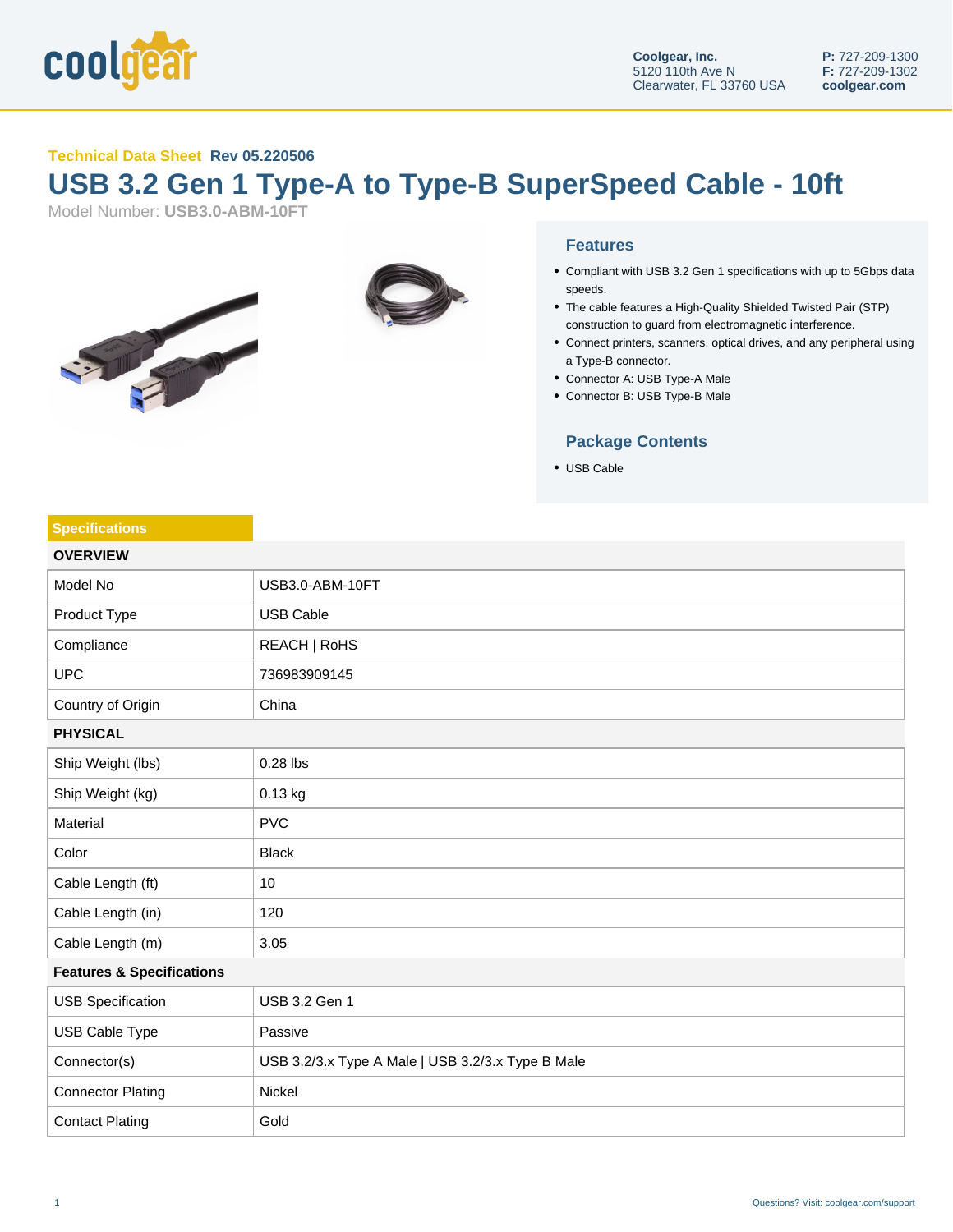Coolgear, Inc.
5120 110th Ave N
Clearwater, FL 33760 USA

**P:** 727-209-1300
**F:** 727-209-1302
**coolgear.com**

**Technical Data Sheet** **Rev 05.220506**

# USB 3.2 Gen 1 Type-A to Type-B SuperSpeed Cable - 10ft

Model Number: **USB3.0-ABM-10FT**

## Features

- Compliant with USB 3.2 Gen 1 specifications with up to 5Gbps data speeds.
- The cable features a High-Quality Shielded Twisted Pair (STP) construction to guard from electromagnetic interference.
- Connect printers, scanners, optical drives, and any peripheral using a Type-B connector.
- Connector A: USB Type-A Male
- Connector B: USB Type-B Male

## Package Contents

- USB Cable

## Specifications

| **OVERVIEW** | |
|---|---|
| Model No | USB3.0-ABM-10FT |
| Product Type | USB Cable |
| Compliance | REACH \| RoHS |
| UPC | 736983909145 |
| Country of Origin | China |
| **PHYSICAL** | |
| Ship Weight (lbs) | 0.28 lbs |
| Ship Weight (kg) | 0.13 kg |
| Material | PVC |
| Color | Black |
| Cable Length (ft) | 10 |
| Cable Length (in) | 120 |
| Cable Length (m) | 3.05 |
| **Features & Specifications** | |
| USB Specification | USB 3.2 Gen 1 |
| USB Cable Type | Passive |
| Connector(s) | USB 3.2/3.x Type A Male \| USB 3.2/3.x Type B Male |
| Connector Plating | Nickel |
| Contact Plating | Gold |

Questions? Visit: coolgear.com/support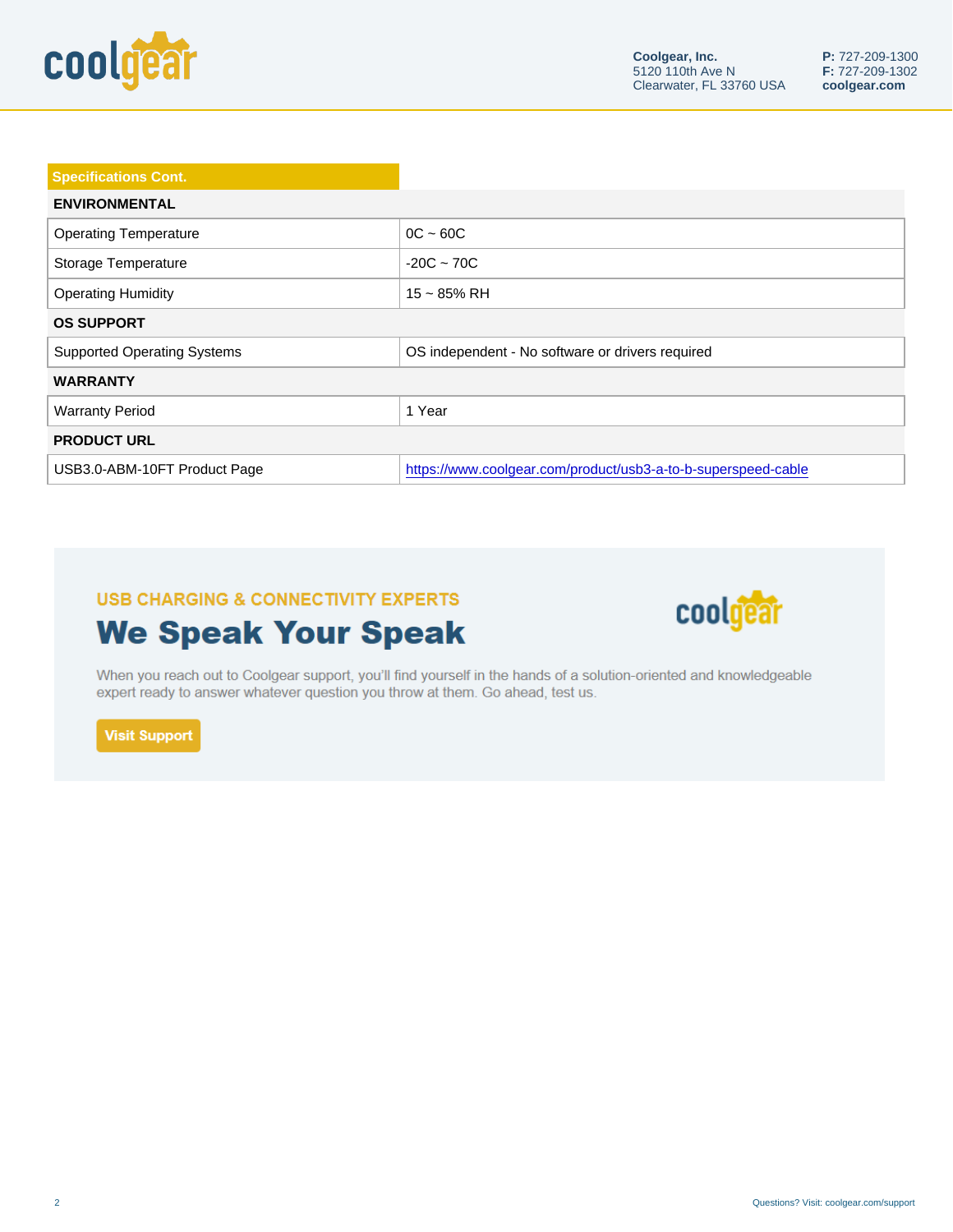## Specifications Cont.

| | |
|---|---|
| **ENVIRONMENTAL** | |
| Operating Temperature | 0C ~ 60C |
| Storage Temperature | -20C ~ 70C |
| Operating Humidity | 15 ~ 85% RH |
| **OS SUPPORT** | |
| Supported Operating Systems | OS independent - No software or drivers required |
| **WARRANTY** | |
| Warranty Period | 1 Year |
| **PRODUCT URL** | |
| USB3.0-ABM-10FT Product Page | https://www.coolgear.com/product/usb3-a-to-b-superspeed-cable |

USB CHARGING & CONNECTIVITY EXPERTS

## We Speak Your Speak

When you reach out to Coolgear support, you'll find yourself in the hands of a solution-oriented and knowledgeable expert ready to answer whatever question you throw at them. Go ahead, test us.

Visit Support